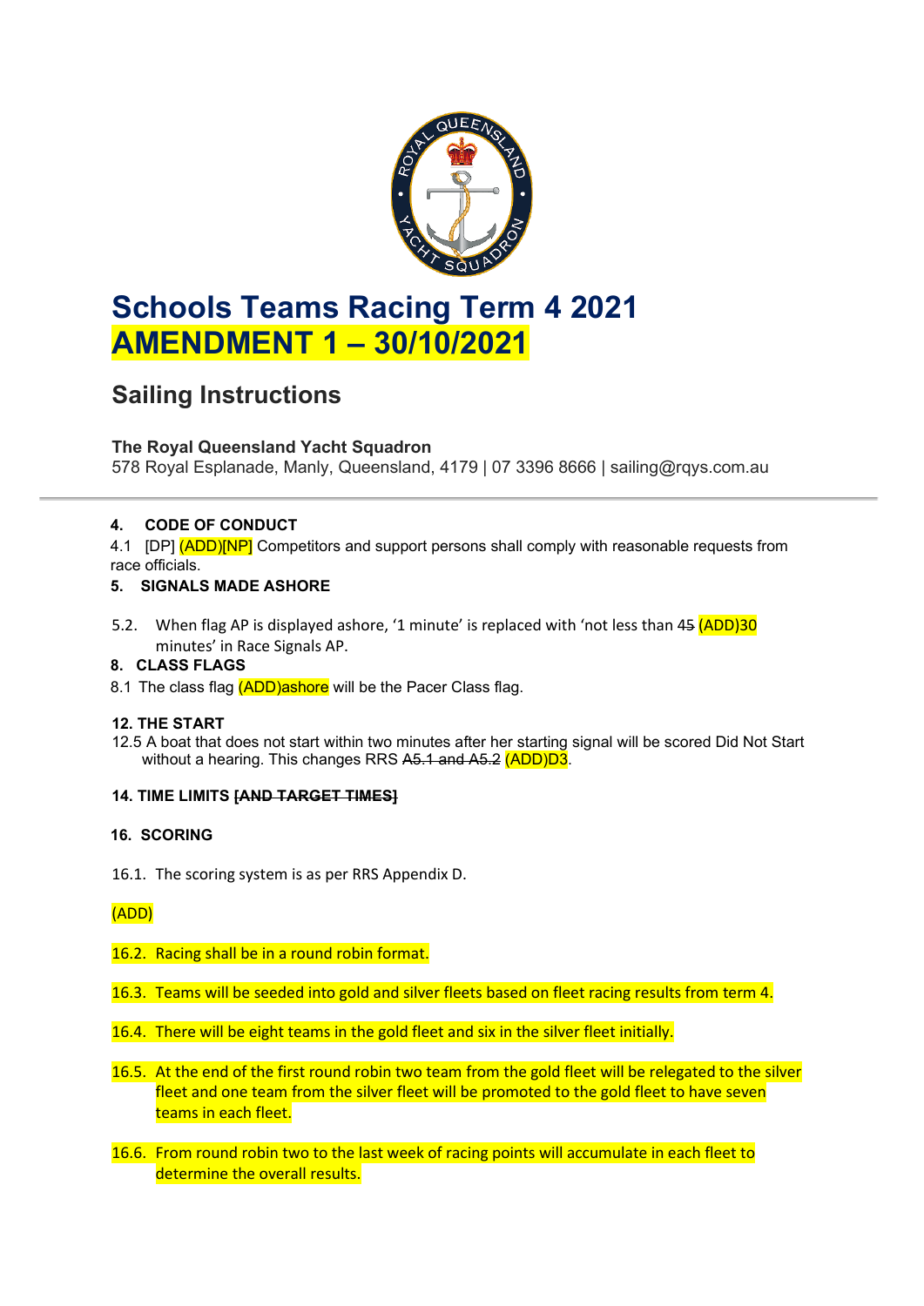# Schools Teams Racing Term 4 2021
# AMENDMENT 1 – 30/10/2021

## Sailing Instructions

**The Royal Queensland Yacht Squadron**
578 Royal Esplanade, Manly, Queensland, 4179 | 07 3396 8666 | sailing@rqys.com.au

---

**4. CODE OF CONDUCT**

4.1 [DP] (ADD)[NP] Competitors and support persons shall comply with reasonable requests from race officials.

**5. SIGNALS MADE ASHORE**

5.2. When flag AP is displayed ashore, '1 minute' is replaced with 'not less than ~~45~~ (ADD)30 minutes' in Race Signals AP.

**8. CLASS FLAGS**

8.1 The class flag (ADD)ashore will be the Pacer Class flag.

**12. THE START**

12.5 A boat that does not start within two minutes after her starting signal will be scored Did Not Start without a hearing. This changes RRS ~~A5.1 and A5.2~~ (ADD)D3.

**14. TIME LIMITS ~~[AND TARGET TIMES]~~**

**16. SCORING**

16.1. The scoring system is as per RRS Appendix D.

(ADD)

16.2. Racing shall be in a round robin format.

16.3. Teams will be seeded into gold and silver fleets based on fleet racing results from term 4.

16.4. There will be eight teams in the gold fleet and six in the silver fleet initially.

16.5. At the end of the first round robin two team from the gold fleet will be relegated to the silver fleet and one team from the silver fleet will be promoted to the gold fleet to have seven teams in each fleet.

16.6. From round robin two to the last week of racing points will accumulate in each fleet to determine the overall results.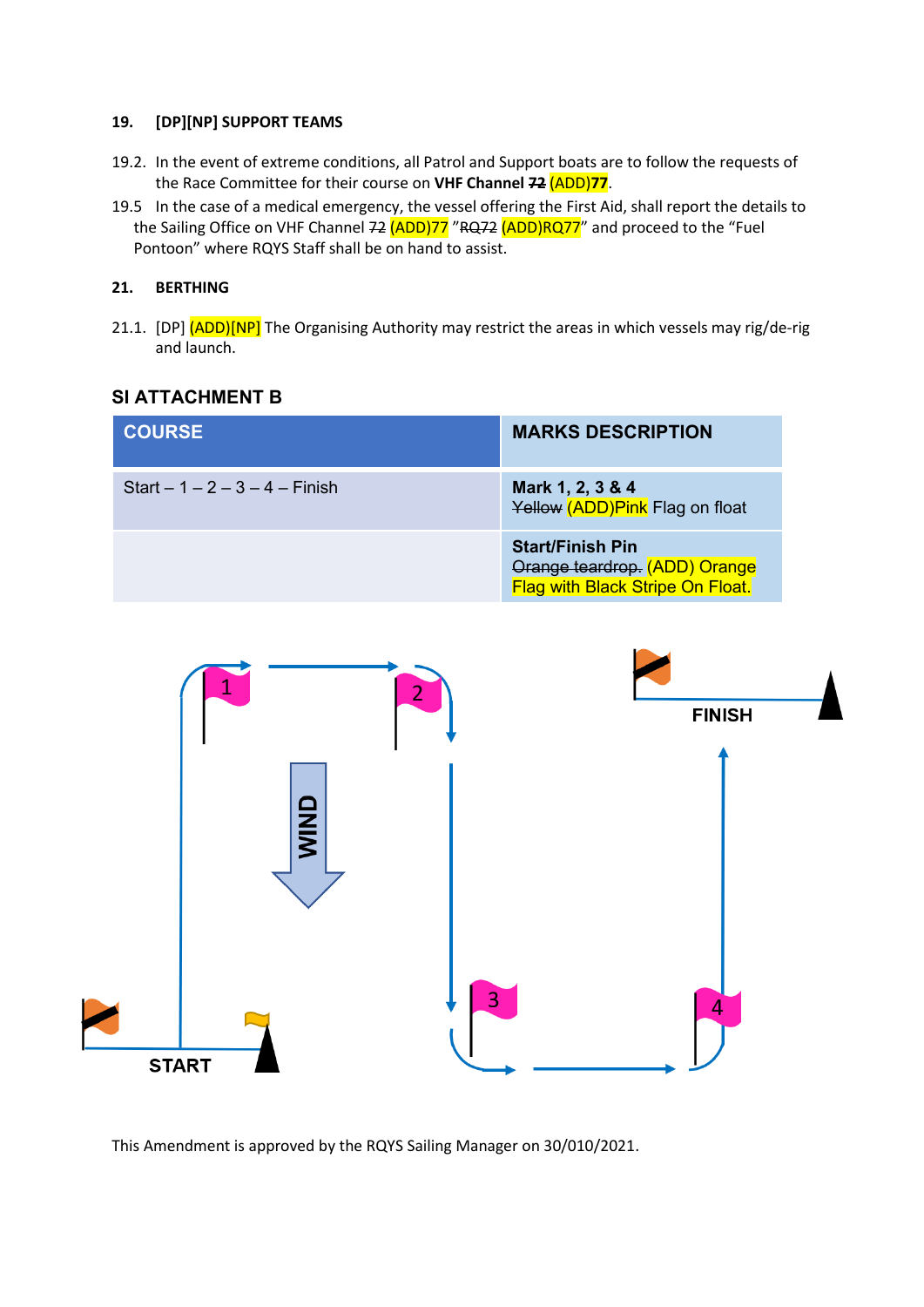**19. [DP][NP] SUPPORT TEAMS**

19.2. In the event of extreme conditions, all Patrol and Support boats are to follow the requests of the Race Committee for their course on **VHF Channel** ~~**72**~~ (ADD)**77**.

19.5 In the case of a medical emergency, the vessel offering the First Aid, shall report the details to the Sailing Office on VHF Channel ~~72~~ (ADD)77 "~~RQ72~~ (ADD)RQ77" and proceed to the "Fuel Pontoon" where RQYS Staff shall be on hand to assist.

**21. BERTHING**

21.1. [DP] (ADD)[NP] The Organising Authority may restrict the areas in which vessels may rig/de-rig and launch.

## SI ATTACHMENT B

| COURSE | MARKS DESCRIPTION |
|---|---|
| Start – 1 – 2 – 3 – 4 – Finish | **Mark 1, 2, 3 & 4**<br>~~Yellow~~ (ADD)Pink Flag on float |
| | **Start/Finish Pin**<br>~~Orange teardrop.~~ (ADD) Orange Flag with Black Stripe On Float. |

1

2

WIND

3

4

FINISH

START

This Amendment is approved by the RQYS Sailing Manager on 30/010/2021.